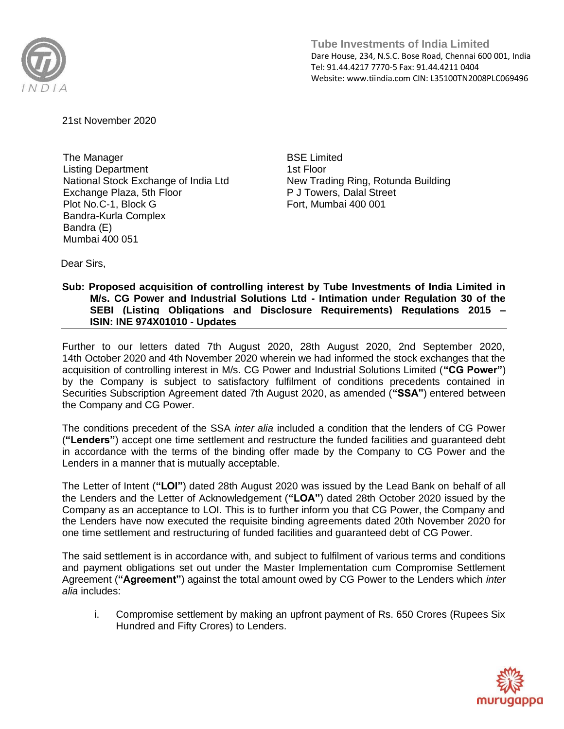**Tube Investments of India Limited**
Dare House, 234, N.S.C. Bose Road, Chennai 600 001, India
Tel: 91.44.4217 7770-5 Fax: 91.44.4211 0404
Website: www.tiindia.com CIN: L35100TN2008PLC069496

21st November 2020

The Manager
Listing Department
National Stock Exchange of India Ltd
Exchange Plaza, 5th Floor
Plot No.C-1, Block G
Bandra-Kurla Complex
Bandra (E)
Mumbai 400 051

BSE Limited
1st Floor
New Trading Ring, Rotunda Building
P J Towers, Dalal Street
Fort, Mumbai 400 001

Dear Sirs,

**Sub: Proposed acquisition of controlling interest by Tube Investments of India Limited in M/s. CG Power and Industrial Solutions Ltd - Intimation under Regulation 30 of the SEBI (Listing Obligations and Disclosure Requirements) Regulations 2015 – ISIN: INE 974X01010 - Updates**

Further to our letters dated 7th August 2020, 28th August 2020, 2nd September 2020, 14th October 2020 and 4th November 2020 wherein we had informed the stock exchanges that the acquisition of controlling interest in M/s. CG Power and Industrial Solutions Limited (**"CG Power"**) by the Company is subject to satisfactory fulfilment of conditions precedents contained in Securities Subscription Agreement dated 7th August 2020, as amended (**"SSA"**) entered between the Company and CG Power.

The conditions precedent of the SSA *inter alia* included a condition that the lenders of CG Power (**"Lenders"**) accept one time settlement and restructure the funded facilities and guaranteed debt in accordance with the terms of the binding offer made by the Company to CG Power and the Lenders in a manner that is mutually acceptable.

The Letter of Intent (**"LOI"**) dated 28th August 2020 was issued by the Lead Bank on behalf of all the Lenders and the Letter of Acknowledgement (**"LOA"**) dated 28th October 2020 issued by the Company as an acceptance to LOI. This is to further inform you that CG Power, the Company and the Lenders have now executed the requisite binding agreements dated 20th November 2020 for one time settlement and restructuring of funded facilities and guaranteed debt of CG Power.

The said settlement is in accordance with, and subject to fulfilment of various terms and conditions and payment obligations set out under the Master Implementation cum Compromise Settlement Agreement (**"Agreement"**) against the total amount owed by CG Power to the Lenders which *inter alia* includes:

i. Compromise settlement by making an upfront payment of Rs. 650 Crores (Rupees Six Hundred and Fifty Crores) to Lenders.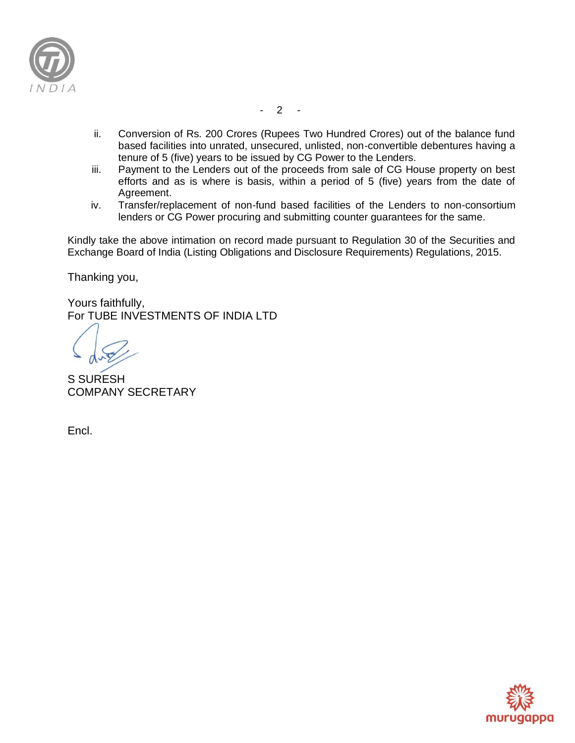ii. Conversion of Rs. 200 Crores (Rupees Two Hundred Crores) out of the balance fund based facilities into unrated, unsecured, unlisted, non-convertible debentures having a tenure of 5 (five) years to be issued by CG Power to the Lenders.

iii. Payment to the Lenders out of the proceeds from sale of CG House property on best efforts and as is where is basis, within a period of 5 (five) years from the date of Agreement.

iv. Transfer/replacement of non-fund based facilities of the Lenders to non-consortium lenders or CG Power procuring and submitting counter guarantees for the same.

Kindly take the above intimation on record made pursuant to Regulation 30 of the Securities and Exchange Board of India (Listing Obligations and Disclosure Requirements) Regulations, 2015.

Thanking you,

Yours faithfully,
For TUBE INVESTMENTS OF INDIA LTD

S SURESH
COMPANY SECRETARY

Encl.